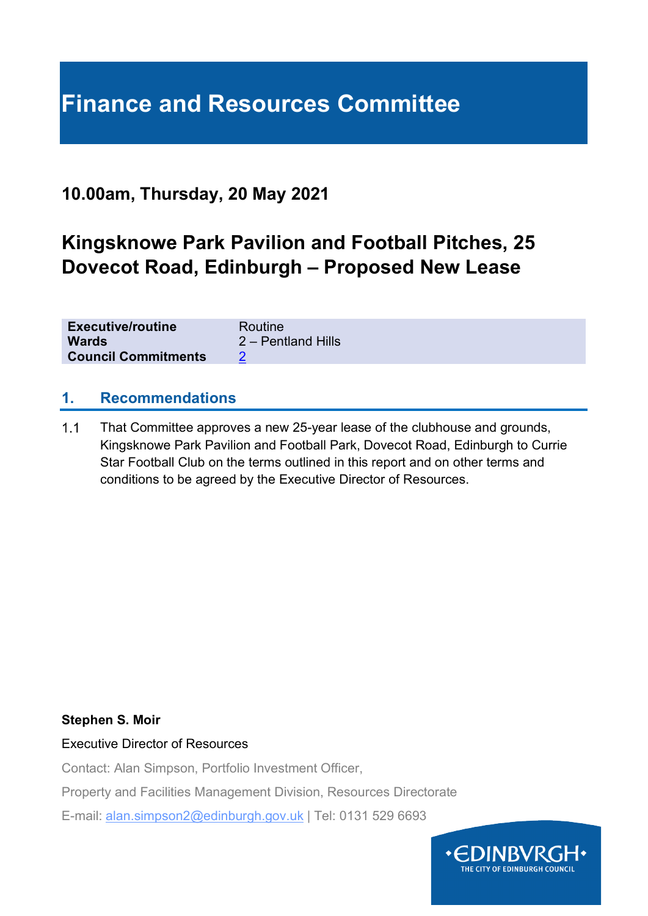# Finance and Resources Committee

## 10.00am, Thursday, 20 May 2021

## Kingsknowe Park Pavilion and Football Pitches, 25 Dovecot Road, Edinburgh – Proposed New Lease

| | |
|---|---|
| **Executive/routine** | Routine |
| **Wards** | 2 – Pentland Hills |
| **Council Commitments** | 2 |

### 1. Recommendations

1.1 That Committee approves a new 25-year lease of the clubhouse and grounds, Kingsknowe Park Pavilion and Football Park, Dovecot Road, Edinburgh to Currie Star Football Club on the terms outlined in this report and on other terms and conditions to be agreed by the Executive Director of Resources.

**Stephen S. Moir**

Executive Director of Resources

Contact: Alan Simpson, Portfolio Investment Officer,

Property and Facilities Management Division, Resources Directorate

E-mail: alan.simpson2@edinburgh.gov.uk | Tel: 0131 529 6693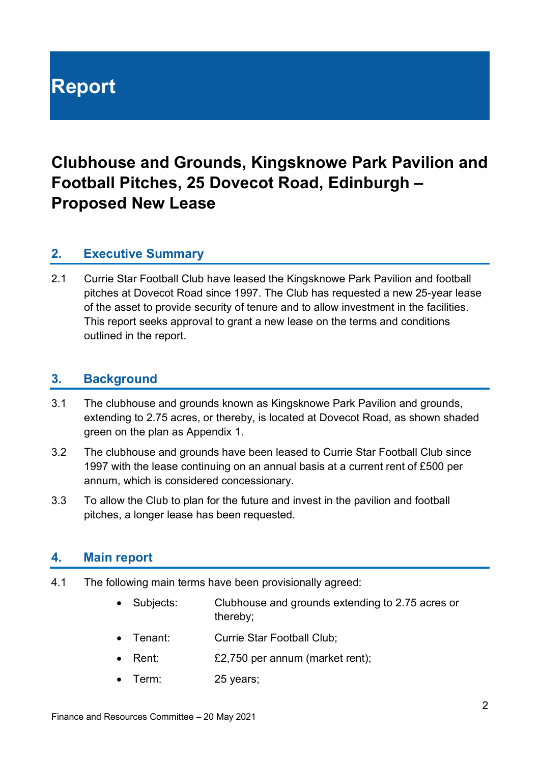# Report

## Clubhouse and Grounds, Kingsknowe Park Pavilion and Football Pitches, 25 Dovecot Road, Edinburgh – Proposed New Lease

### 2. Executive Summary

2.1 Currie Star Football Club have leased the Kingsknowe Park Pavilion and football pitches at Dovecot Road since 1997. The Club has requested a new 25-year lease of the asset to provide security of tenure and to allow investment in the facilities. This report seeks approval to grant a new lease on the terms and conditions outlined in the report.

### 3. Background

3.1 The clubhouse and grounds known as Kingsknowe Park Pavilion and grounds, extending to 2.75 acres, or thereby, is located at Dovecot Road, as shown shaded green on the plan as Appendix 1.

3.2 The clubhouse and grounds have been leased to Currie Star Football Club since 1997 with the lease continuing on an annual basis at a current rent of £500 per annum, which is considered concessionary.

3.3 To allow the Club to plan for the future and invest in the pavilion and football pitches, a longer lease has been requested.

### 4. Main report

4.1 The following main terms have been provisionally agreed:

- Subjects: Clubhouse and grounds extending to 2.75 acres or thereby;
- Tenant: Currie Star Football Club;
- Rent: £2,750 per annum (market rent);
- Term: 25 years;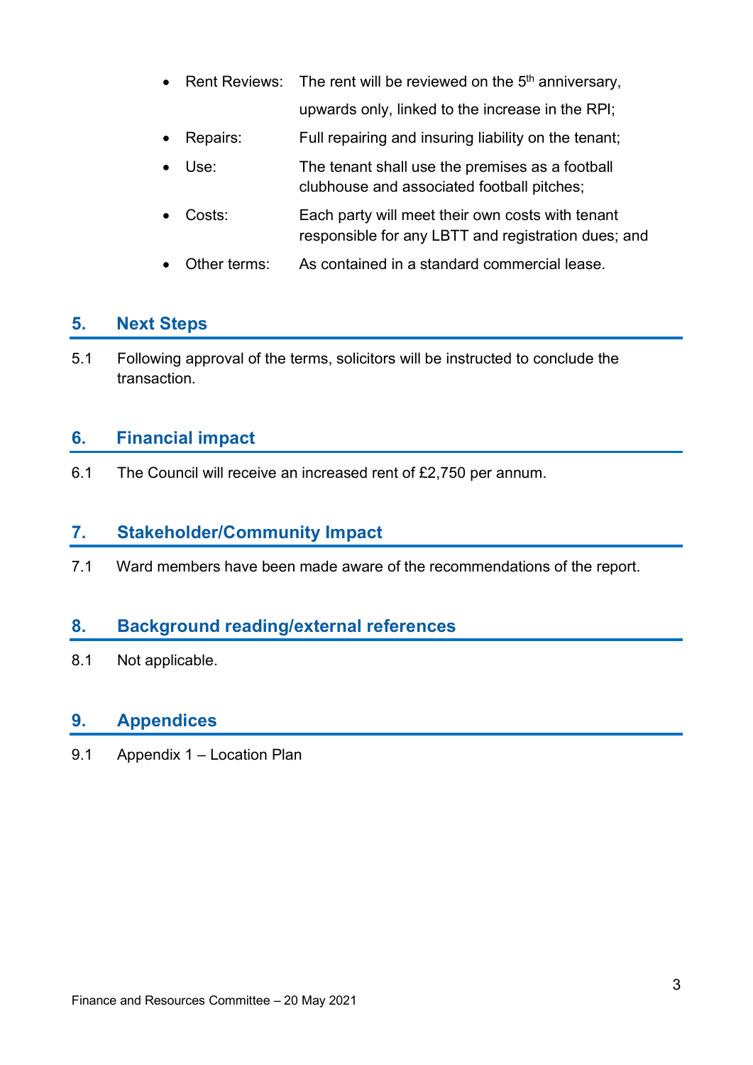- Rent Reviews: The rent will be reviewed on the 5th anniversary, upwards only, linked to the increase in the RPI;
- Repairs: Full repairing and insuring liability on the tenant;
- Use: The tenant shall use the premises as a football clubhouse and associated football pitches;
- Costs: Each party will meet their own costs with tenant responsible for any LBTT and registration dues; and
- Other terms: As contained in a standard commercial lease.

## 5. Next Steps

5.1 Following approval of the terms, solicitors will be instructed to conclude the transaction.

## 6. Financial impact

6.1 The Council will receive an increased rent of £2,750 per annum.

## 7. Stakeholder/Community Impact

7.1 Ward members have been made aware of the recommendations of the report.

## 8. Background reading/external references

8.1 Not applicable.

## 9. Appendices

9.1 Appendix 1 – Location Plan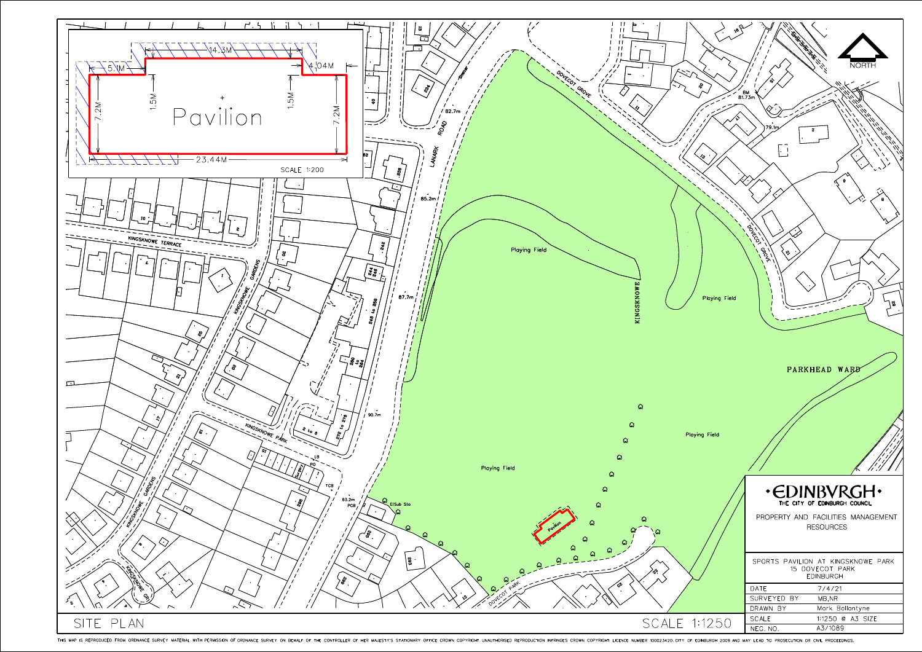# SITE PLAN

SCALE 1:1250

Pavilion

14.3M

5.1M

4.04M

7.2M

1.5M

1.5M

7.2M

23.44M

SCALE 1:200

NORTH

Playing Field

Playing Field

Playing Field

Playing Field

KINGSKNOWE

PARKHEAD WARD

DOVECOT GROVE

LANARK ROAD

KINGSKNOWE TERRACE

KINGSKNOWE GARDENS

KINGSKNOWE PARK

DOVECOT PARK

KINGSKNOWE GRO

BM 81.73m

79.1m

82.7m

85.2m

87.7m

90.7m

93.2m

PCB

TCB

ElSub Sta

LB

PO

Surgery

248 to 268

272 to 276

280 to 284

2 to 6

·EDINBVRGH·

THE CITY OF EDINBURGH COUNCIL

PROPERTY AND FACILITIES MANAGEMENT RESOURCES

SPORTS PAVILION AT KINGSKNOWE PARK
15 DOVECOT PARK
EDINBURGH

| | |
|---|---|
| DATE | 7/4/21 |
| SURVEYED BY | MB,NR |
| DRAWN BY | Mark Ballantyne |
| SCALE | 1:1250 @ A3 SIZE |
| NEG. NO. | A3/1089 |

THIS MAP IS REPRODUCED FROM ORDNANCE SURVEY MATERIAL WITH PERMISSION OF ORDNANCE SURVEY ON BEHALF OF THE CONTROLLER OF HER MAJESTY'S STATIONARY OFFICE CROWN COPYRIGHT. UNAUTHORISED REPRODUCTION INFRINGES CROWN COPYRIGHT LICENCE NUMBER 100023420. CITY OF EDINBURGH 2009 AND MAY LEAD TO PROSECUTION OR CIVIL PROCEEDINGS.